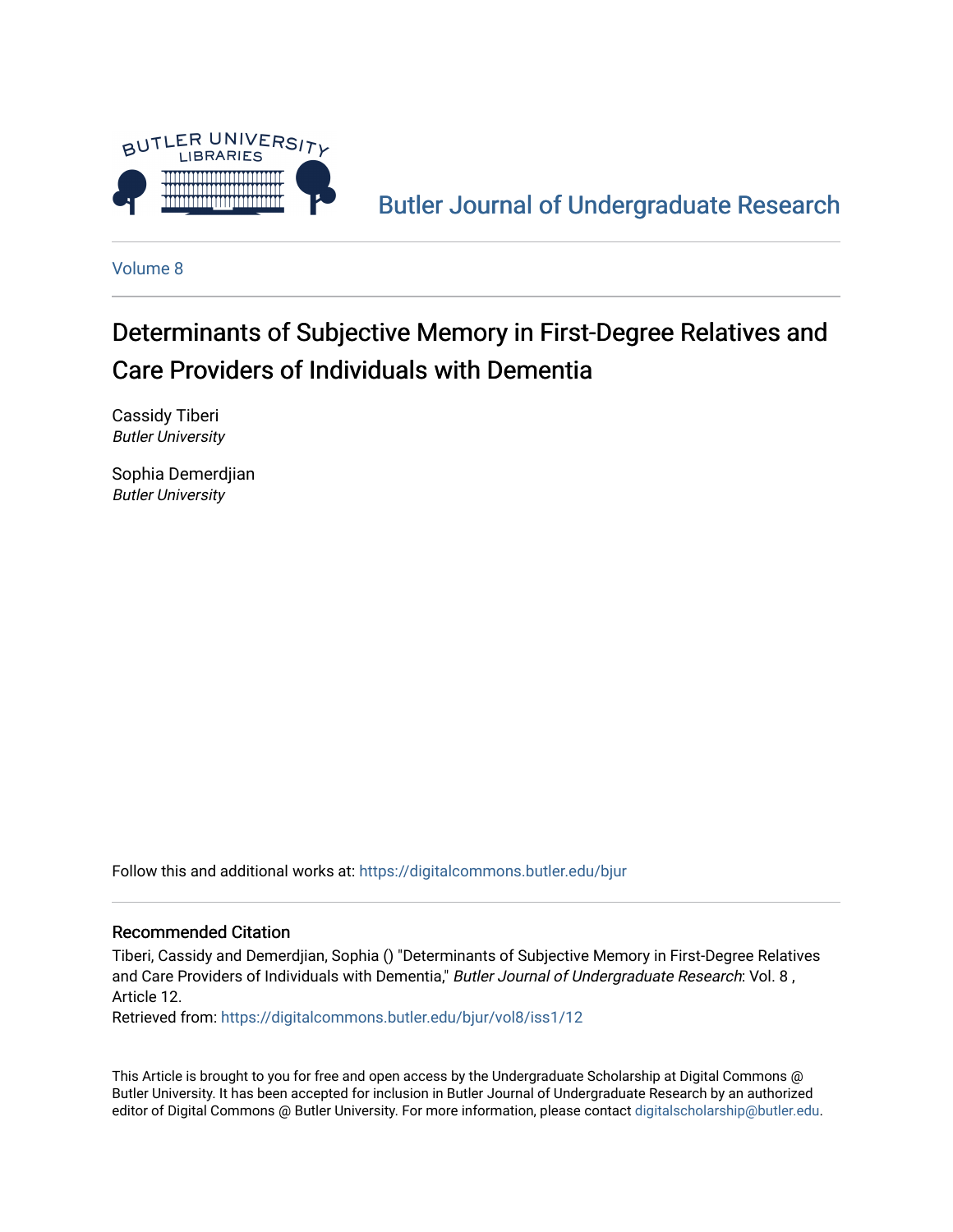Butler Journal of Undergraduate Research

Volume 8

# Determinants of Subjective Memory in First-Degree Relatives and Care Providers of Individuals with Dementia

Cassidy Tiberi
*Butler University*

Sophia Demerdjian
*Butler University*

Follow this and additional works at: https://digitalcommons.butler.edu/bjur

## Recommended Citation

Tiberi, Cassidy and Demerdjian, Sophia () "Determinants of Subjective Memory in First-Degree Relatives and Care Providers of Individuals with Dementia," *Butler Journal of Undergraduate Research*: Vol. 8 , Article 12.
Retrieved from: https://digitalcommons.butler.edu/bjur/vol8/iss1/12

This Article is brought to you for free and open access by the Undergraduate Scholarship at Digital Commons @ Butler University. It has been accepted for inclusion in Butler Journal of Undergraduate Research by an authorized editor of Digital Commons @ Butler University. For more information, please contact digitalscholarship@butler.edu.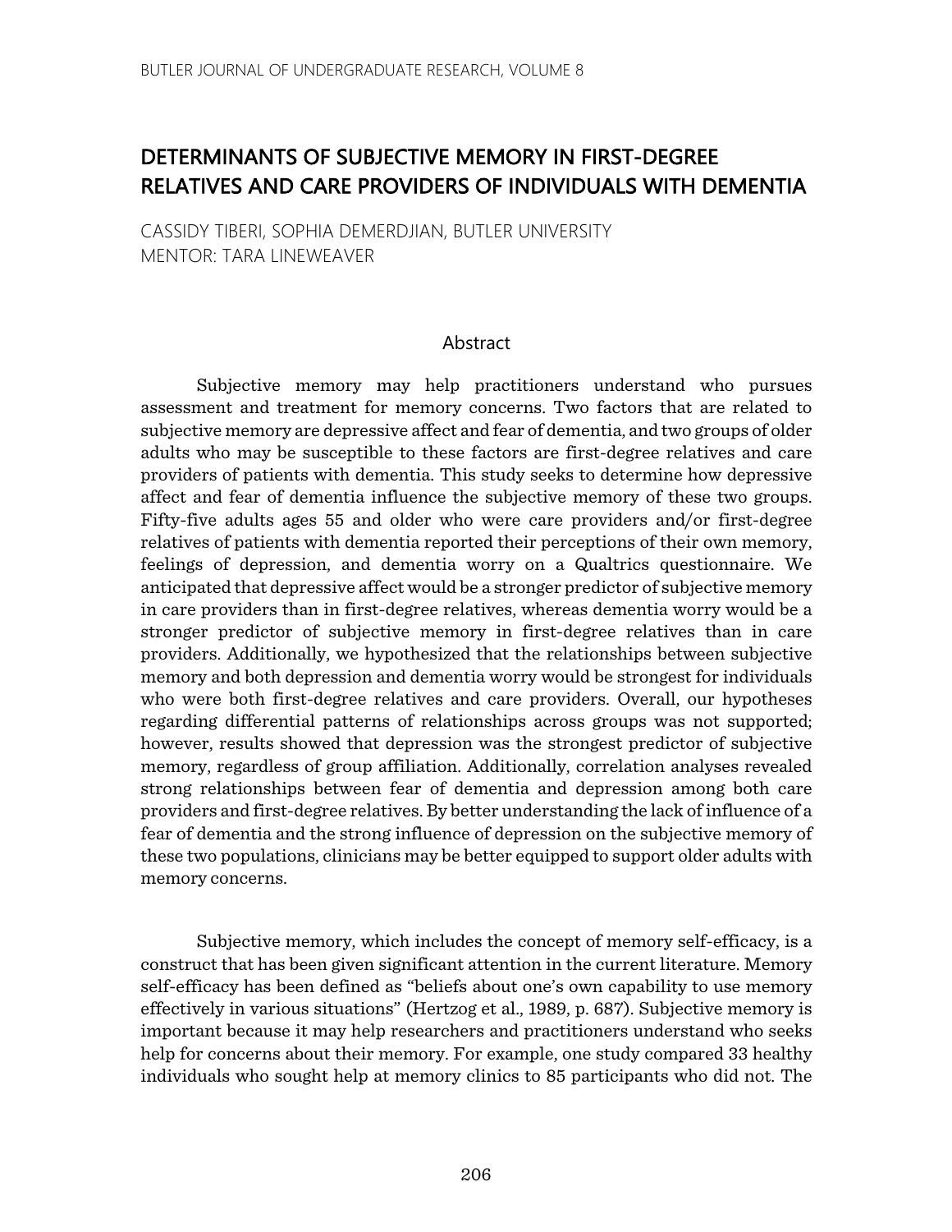# DETERMINANTS OF SUBJECTIVE MEMORY IN FIRST-DEGREE RELATIVES AND CARE PROVIDERS OF INDIVIDUALS WITH DEMENTIA

CASSIDY TIBERI, SOPHIA DEMERDJIAN, BUTLER UNIVERSITY
MENTOR: TARA LINEWEAVER

## Abstract

Subjective memory may help practitioners understand who pursues assessment and treatment for memory concerns. Two factors that are related to subjective memory are depressive affect and fear of dementia, and two groups of older adults who may be susceptible to these factors are first-degree relatives and care providers of patients with dementia. This study seeks to determine how depressive affect and fear of dementia influence the subjective memory of these two groups. Fifty-five adults ages 55 and older who were care providers and/or first-degree relatives of patients with dementia reported their perceptions of their own memory, feelings of depression, and dementia worry on a Qualtrics questionnaire. We anticipated that depressive affect would be a stronger predictor of subjective memory in care providers than in first-degree relatives, whereas dementia worry would be a stronger predictor of subjective memory in first-degree relatives than in care providers. Additionally, we hypothesized that the relationships between subjective memory and both depression and dementia worry would be strongest for individuals who were both first-degree relatives and care providers. Overall, our hypotheses regarding differential patterns of relationships across groups was not supported; however, results showed that depression was the strongest predictor of subjective memory, regardless of group affiliation. Additionally, correlation analyses revealed strong relationships between fear of dementia and depression among both care providers and first-degree relatives. By better understanding the lack of influence of a fear of dementia and the strong influence of depression on the subjective memory of these two populations, clinicians may be better equipped to support older adults with memory concerns.

Subjective memory, which includes the concept of memory self-efficacy, is a construct that has been given significant attention in the current literature. Memory self-efficacy has been defined as "beliefs about one's own capability to use memory effectively in various situations" (Hertzog et al., 1989, p. 687). Subjective memory is important because it may help researchers and practitioners understand who seeks help for concerns about their memory. For example, one study compared 33 healthy individuals who sought help at memory clinics to 85 participants who did not. The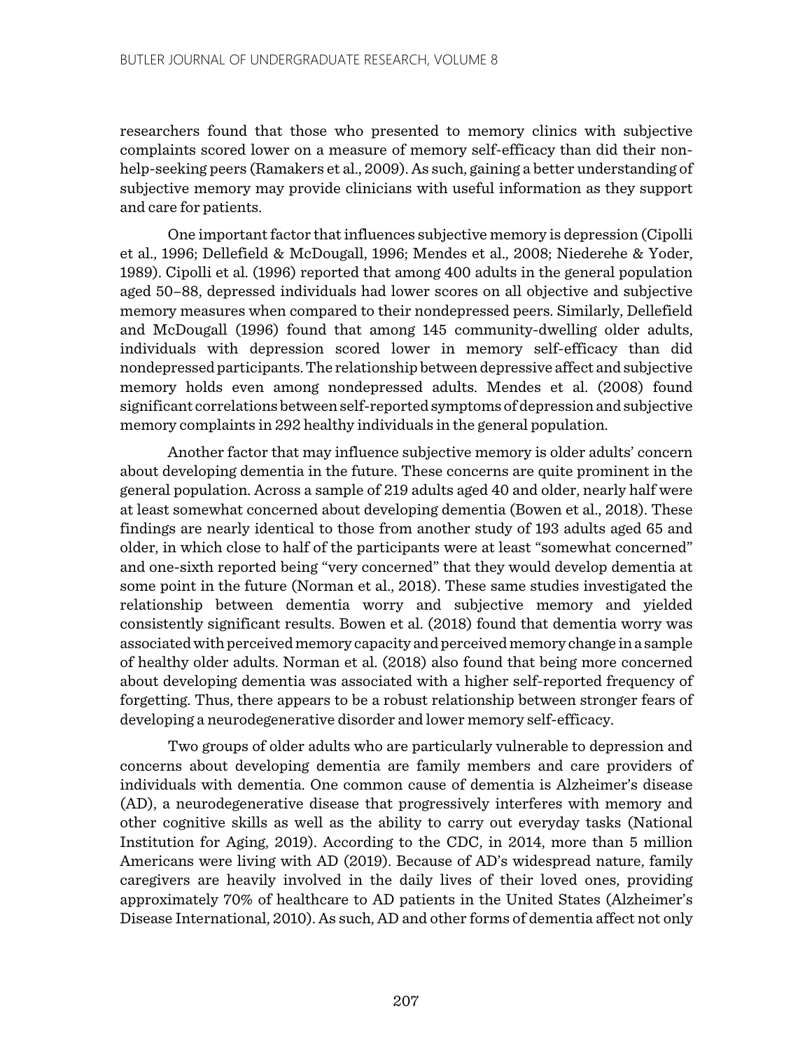researchers found that those who presented to memory clinics with subjective complaints scored lower on a measure of memory self-efficacy than did their non-help-seeking peers (Ramakers et al., 2009). As such, gaining a better understanding of subjective memory may provide clinicians with useful information as they support and care for patients.

One important factor that influences subjective memory is depression (Cipolli et al., 1996; Dellefield & McDougall, 1996; Mendes et al., 2008; Niederehe & Yoder, 1989). Cipolli et al. (1996) reported that among 400 adults in the general population aged 50–88, depressed individuals had lower scores on all objective and subjective memory measures when compared to their nondepressed peers. Similarly, Dellefield and McDougall (1996) found that among 145 community-dwelling older adults, individuals with depression scored lower in memory self-efficacy than did nondepressed participants. The relationship between depressive affect and subjective memory holds even among nondepressed adults. Mendes et al. (2008) found significant correlations between self-reported symptoms of depression and subjective memory complaints in 292 healthy individuals in the general population.

Another factor that may influence subjective memory is older adults' concern about developing dementia in the future. These concerns are quite prominent in the general population. Across a sample of 219 adults aged 40 and older, nearly half were at least somewhat concerned about developing dementia (Bowen et al., 2018). These findings are nearly identical to those from another study of 193 adults aged 65 and older, in which close to half of the participants were at least "somewhat concerned" and one-sixth reported being "very concerned" that they would develop dementia at some point in the future (Norman et al., 2018). These same studies investigated the relationship between dementia worry and subjective memory and yielded consistently significant results. Bowen et al. (2018) found that dementia worry was associated with perceived memory capacity and perceived memory change in a sample of healthy older adults. Norman et al. (2018) also found that being more concerned about developing dementia was associated with a higher self-reported frequency of forgetting. Thus, there appears to be a robust relationship between stronger fears of developing a neurodegenerative disorder and lower memory self-efficacy.

Two groups of older adults who are particularly vulnerable to depression and concerns about developing dementia are family members and care providers of individuals with dementia. One common cause of dementia is Alzheimer's disease (AD), a neurodegenerative disease that progressively interferes with memory and other cognitive skills as well as the ability to carry out everyday tasks (National Institution for Aging, 2019). According to the CDC, in 2014, more than 5 million Americans were living with AD (2019). Because of AD's widespread nature, family caregivers are heavily involved in the daily lives of their loved ones, providing approximately 70% of healthcare to AD patients in the United States (Alzheimer's Disease International, 2010). As such, AD and other forms of dementia affect not only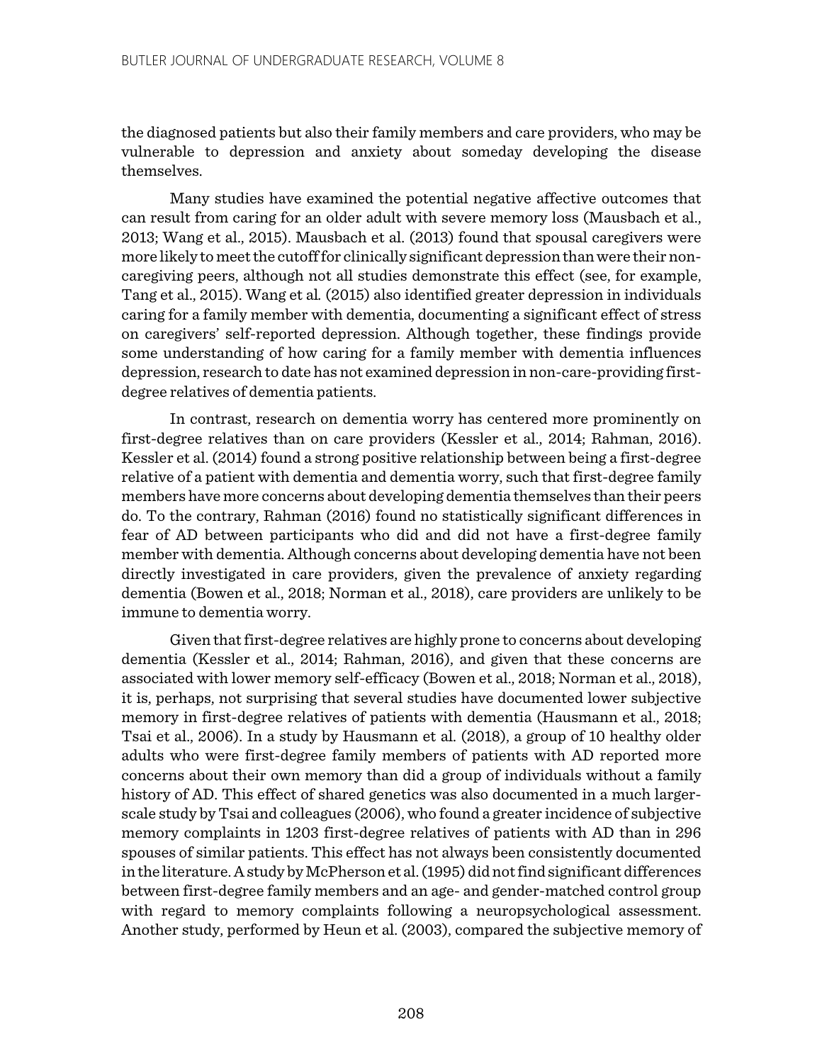the diagnosed patients but also their family members and care providers, who may be vulnerable to depression and anxiety about someday developing the disease themselves.

Many studies have examined the potential negative affective outcomes that can result from caring for an older adult with severe memory loss (Mausbach et al., 2013; Wang et al., 2015). Mausbach et al. (2013) found that spousal caregivers were more likely to meet the cutoff for clinically significant depression than were their non-caregiving peers, although not all studies demonstrate this effect (see, for example, Tang et al., 2015). Wang et al. (2015) also identified greater depression in individuals caring for a family member with dementia, documenting a significant effect of stress on caregivers' self-reported depression. Although together, these findings provide some understanding of how caring for a family member with dementia influences depression, research to date has not examined depression in non-care-providing first-degree relatives of dementia patients.

In contrast, research on dementia worry has centered more prominently on first-degree relatives than on care providers (Kessler et al., 2014; Rahman, 2016). Kessler et al. (2014) found a strong positive relationship between being a first-degree relative of a patient with dementia and dementia worry, such that first-degree family members have more concerns about developing dementia themselves than their peers do. To the contrary, Rahman (2016) found no statistically significant differences in fear of AD between participants who did and did not have a first-degree family member with dementia. Although concerns about developing dementia have not been directly investigated in care providers, given the prevalence of anxiety regarding dementia (Bowen et al., 2018; Norman et al., 2018), care providers are unlikely to be immune to dementia worry.

Given that first-degree relatives are highly prone to concerns about developing dementia (Kessler et al., 2014; Rahman, 2016), and given that these concerns are associated with lower memory self-efficacy (Bowen et al., 2018; Norman et al., 2018), it is, perhaps, not surprising that several studies have documented lower subjective memory in first-degree relatives of patients with dementia (Hausmann et al., 2018; Tsai et al., 2006). In a study by Hausmann et al. (2018), a group of 10 healthy older adults who were first-degree family members of patients with AD reported more concerns about their own memory than did a group of individuals without a family history of AD. This effect of shared genetics was also documented in a much larger-scale study by Tsai and colleagues (2006), who found a greater incidence of subjective memory complaints in 1203 first-degree relatives of patients with AD than in 296 spouses of similar patients. This effect has not always been consistently documented in the literature. A study by McPherson et al. (1995) did not find significant differences between first-degree family members and an age- and gender-matched control group with regard to memory complaints following a neuropsychological assessment. Another study, performed by Heun et al. (2003), compared the subjective memory of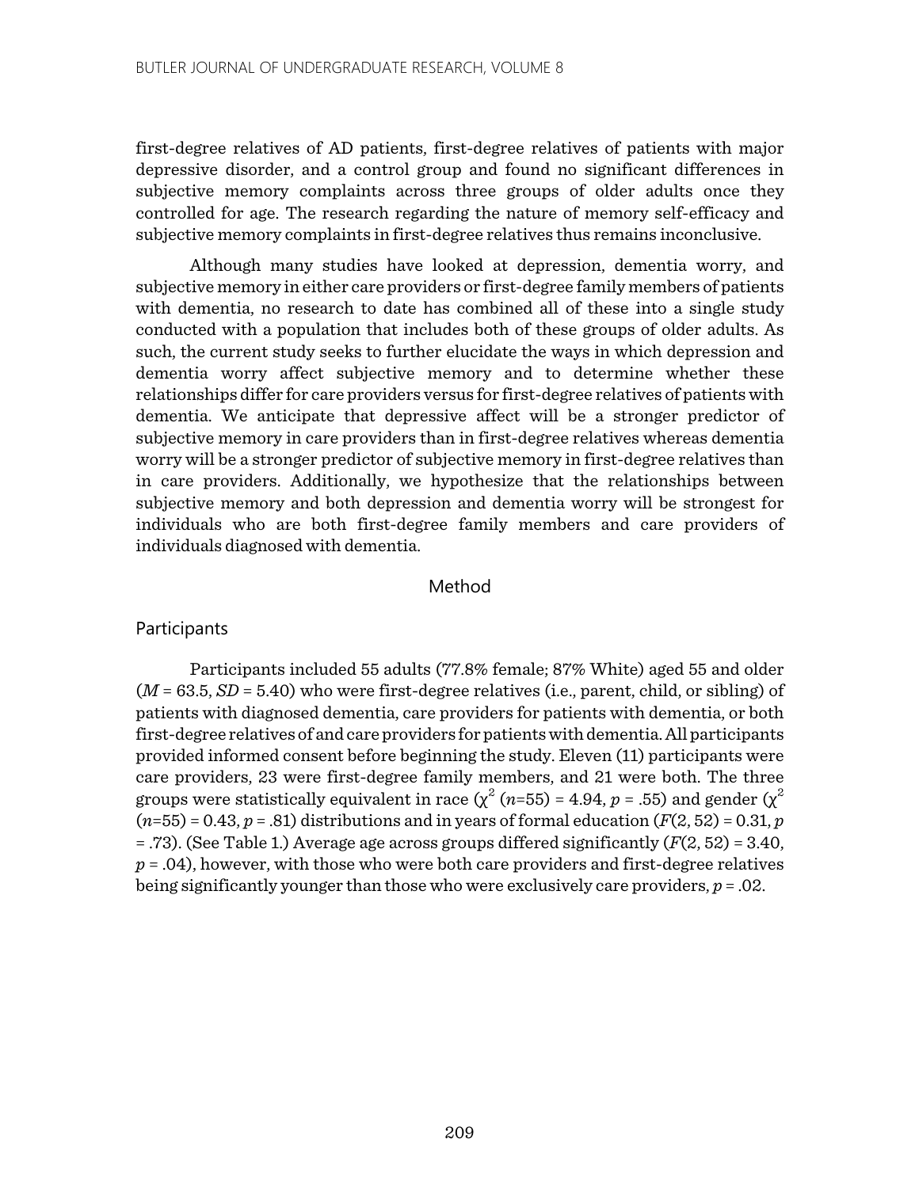first-degree relatives of AD patients, first-degree relatives of patients with major depressive disorder, and a control group and found no significant differences in subjective memory complaints across three groups of older adults once they controlled for age. The research regarding the nature of memory self-efficacy and subjective memory complaints in first-degree relatives thus remains inconclusive.

Although many studies have looked at depression, dementia worry, and subjective memory in either care providers or first-degree family members of patients with dementia, no research to date has combined all of these into a single study conducted with a population that includes both of these groups of older adults. As such, the current study seeks to further elucidate the ways in which depression and dementia worry affect subjective memory and to determine whether these relationships differ for care providers versus for first-degree relatives of patients with dementia. We anticipate that depressive affect will be a stronger predictor of subjective memory in care providers than in first-degree relatives whereas dementia worry will be a stronger predictor of subjective memory in first-degree relatives than in care providers. Additionally, we hypothesize that the relationships between subjective memory and both depression and dementia worry will be strongest for individuals who are both first-degree family members and care providers of individuals diagnosed with dementia.

## Method

### Participants

Participants included 55 adults (77.8% female; 87% White) aged 55 and older ($M$ = 63.5, $SD$ = 5.40) who were first-degree relatives (i.e., parent, child, or sibling) of patients with diagnosed dementia, care providers for patients with dementia, or both first-degree relatives of and care providers for patients with dementia. All participants provided informed consent before beginning the study. Eleven (11) participants were care providers, 23 were first-degree family members, and 21 were both. The three groups were statistically equivalent in race ($\chi^2$ ($n$=55) = 4.94, $p$ = .55) and gender ($\chi^2$ ($n$=55) = 0.43, $p$ = .81) distributions and in years of formal education ($F(2, 52)$ = 0.31, $p$ = .73). (See Table 1.) Average age across groups differed significantly ($F(2, 52)$ = 3.40, $p$ = .04), however, with those who were both care providers and first-degree relatives being significantly younger than those who were exclusively care providers, $p$ = .02.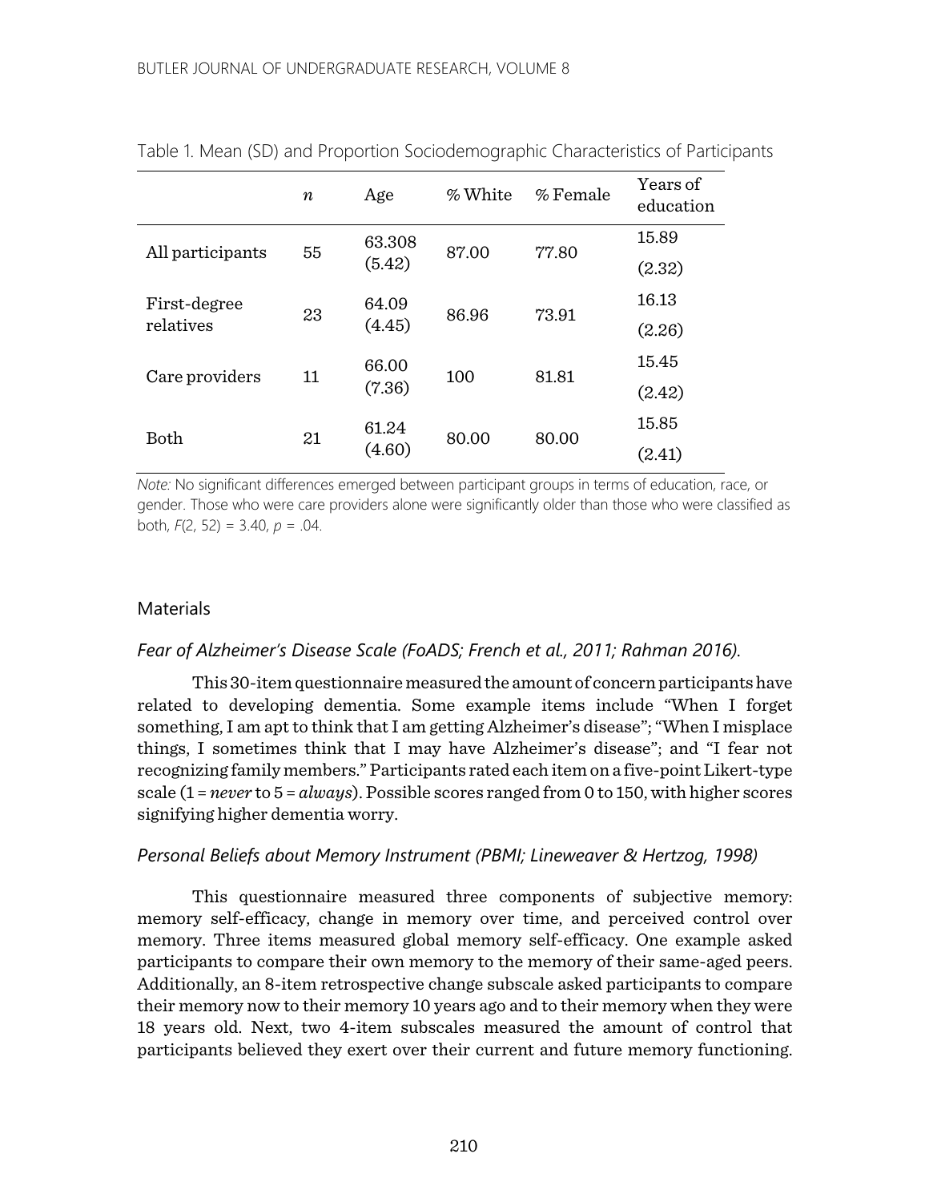Table 1. Mean (SD) and Proportion Sociodemographic Characteristics of Participants

| | $n$ | Age | % White | % Female | Years of education |
|---|---|---|---|---|---|
| All participants | 55 | 63.308 (5.42) | 87.00 | 77.80 | 15.89 (2.32) |
| First-degree relatives | 23 | 64.09 (4.45) | 86.96 | 73.91 | 16.13 (2.26) |
| Care providers | 11 | 66.00 (7.36) | 100 | 81.81 | 15.45 (2.42) |
| Both | 21 | 61.24 (4.60) | 80.00 | 80.00 | 15.85 (2.41) |

*Note:* No significant differences emerged between participant groups in terms of education, race, or gender. Those who were care providers alone were significantly older than those who were classified as both, $F(2, 52) = 3.40$, $p = .04$.

## Materials

### *Fear of Alzheimer's Disease Scale (FoADS; French et al., 2011; Rahman 2016).*

This 30-item questionnaire measured the amount of concern participants have related to developing dementia. Some example items include "When I forget something, I am apt to think that I am getting Alzheimer's disease"; "When I misplace things, I sometimes think that I may have Alzheimer's disease"; and "I fear not recognizing family members." Participants rated each item on a five-point Likert-type scale (1 = *never* to 5 = *always*). Possible scores ranged from 0 to 150, with higher scores signifying higher dementia worry.

### *Personal Beliefs about Memory Instrument (PBMI; Lineweaver & Hertzog, 1998)*

This questionnaire measured three components of subjective memory: memory self-efficacy, change in memory over time, and perceived control over memory. Three items measured global memory self-efficacy. One example asked participants to compare their own memory to the memory of their same-aged peers. Additionally, an 8-item retrospective change subscale asked participants to compare their memory now to their memory 10 years ago and to their memory when they were 18 years old. Next, two 4-item subscales measured the amount of control that participants believed they exert over their current and future memory functioning.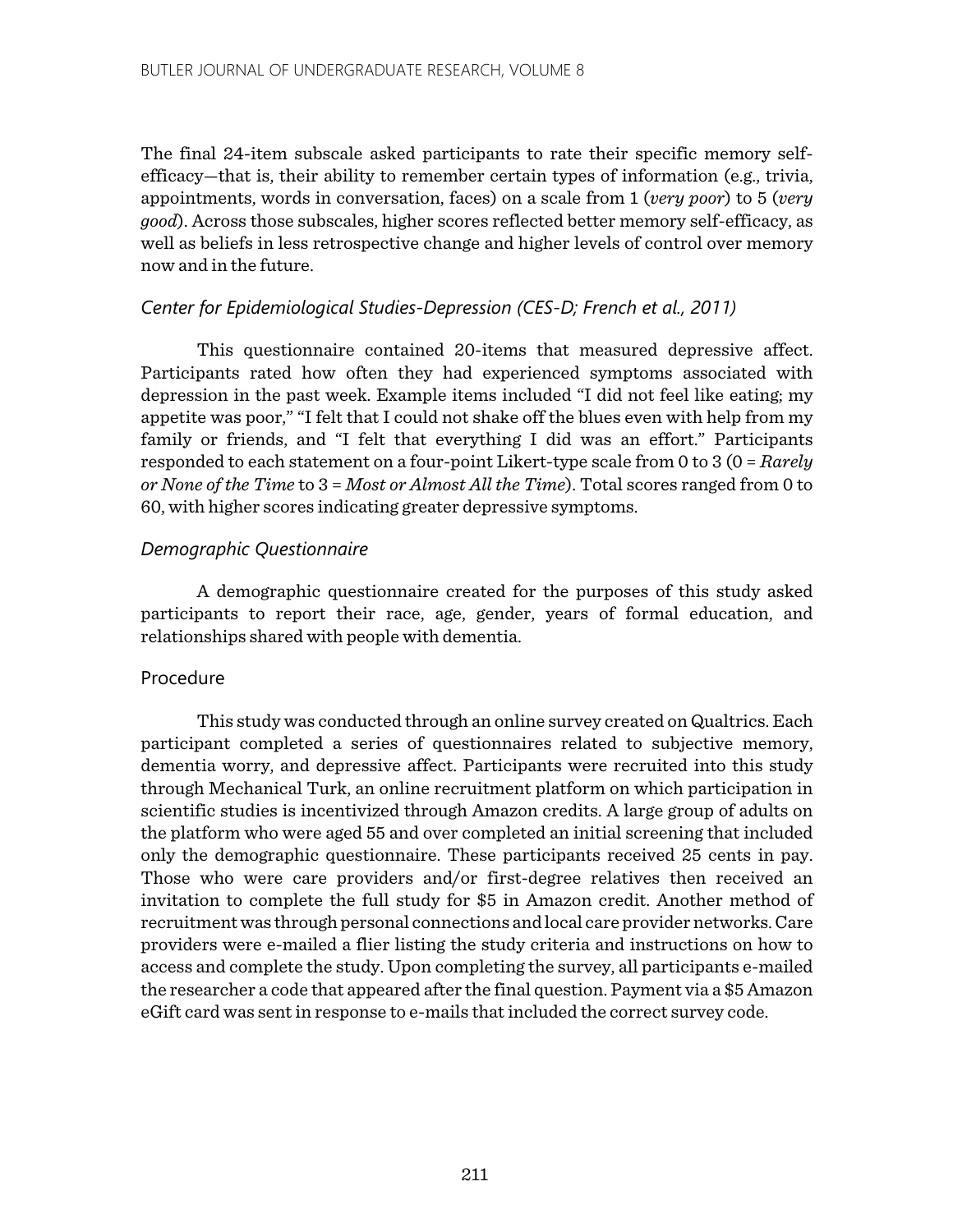The final 24-item subscale asked participants to rate their specific memory self-efficacy—that is, their ability to remember certain types of information (e.g., trivia, appointments, words in conversation, faces) on a scale from 1 (*very poor*) to 5 (*very good*). Across those subscales, higher scores reflected better memory self-efficacy, as well as beliefs in less retrospective change and higher levels of control over memory now and in the future.

### *Center for Epidemiological Studies-Depression (CES-D; French et al., 2011)*

This questionnaire contained 20-items that measured depressive affect. Participants rated how often they had experienced symptoms associated with depression in the past week. Example items included "I did not feel like eating; my appetite was poor," "I felt that I could not shake off the blues even with help from my family or friends, and "I felt that everything I did was an effort." Participants responded to each statement on a four-point Likert-type scale from 0 to 3 (0 = *Rarely or None of the Time* to 3 = *Most or Almost All the Time*). Total scores ranged from 0 to 60, with higher scores indicating greater depressive symptoms.

### *Demographic Questionnaire*

A demographic questionnaire created for the purposes of this study asked participants to report their race, age, gender, years of formal education, and relationships shared with people with dementia.

## Procedure

This study was conducted through an online survey created on Qualtrics. Each participant completed a series of questionnaires related to subjective memory, dementia worry, and depressive affect. Participants were recruited into this study through Mechanical Turk, an online recruitment platform on which participation in scientific studies is incentivized through Amazon credits. A large group of adults on the platform who were aged 55 and over completed an initial screening that included only the demographic questionnaire. These participants received 25 cents in pay. Those who were care providers and/or first-degree relatives then received an invitation to complete the full study for $5 in Amazon credit. Another method of recruitment was through personal connections and local care provider networks. Care providers were e-mailed a flier listing the study criteria and instructions on how to access and complete the study. Upon completing the survey, all participants e-mailed the researcher a code that appeared after the final question. Payment via a $5 Amazon eGift card was sent in response to e-mails that included the correct survey code.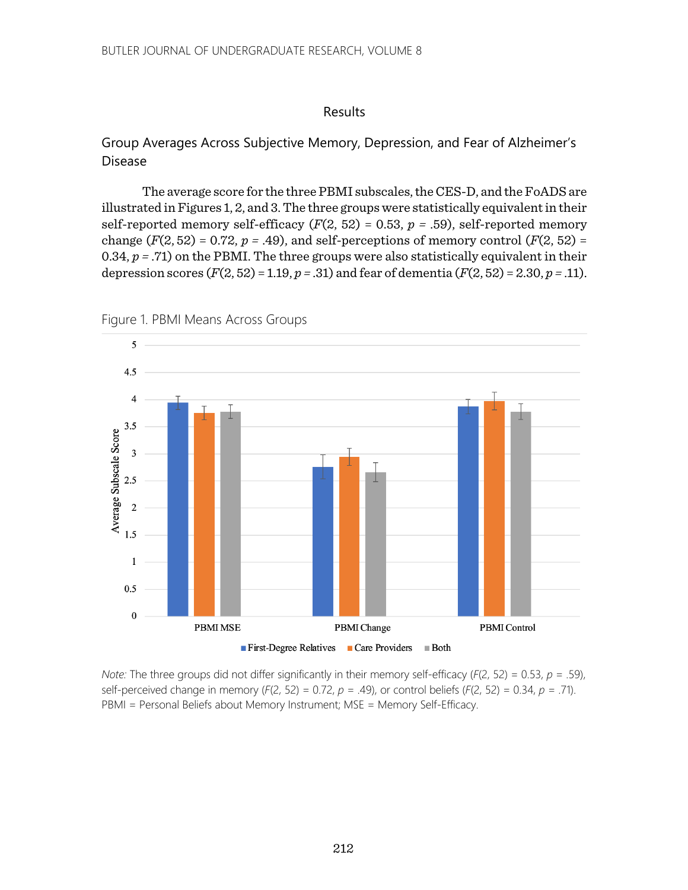## Results

### Group Averages Across Subjective Memory, Depression, and Fear of Alzheimer's Disease

The average score for the three PBMI subscales, the CES-D, and the FoADS are illustrated in Figures 1, 2, and 3. The three groups were statistically equivalent in their self-reported memory self-efficacy ($F(2, 52) = 0.53$, $p = .59$), self-reported memory change ($F(2, 52) = 0.72$, $p = .49$), and self-perceptions of memory control ($F(2, 52) = 0.34$, $p = .71$) on the PBMI. The three groups were also statistically equivalent in their depression scores ($F(2, 52) = 1.19$, $p = .31$) and fear of dementia ($F(2, 52) = 2.30$, $p = .11$).

Figure 1. PBMI Means Across Groups

*Note:* The three groups did not differ significantly in their memory self-efficacy ($F(2, 52) = 0.53$, $p = .59$), self-perceived change in memory ($F(2, 52) = 0.72$, $p = .49$), or control beliefs ($F(2, 52) = 0.34$, $p = .71$). PBMI = Personal Beliefs about Memory Instrument; MSE = Memory Self-Efficacy.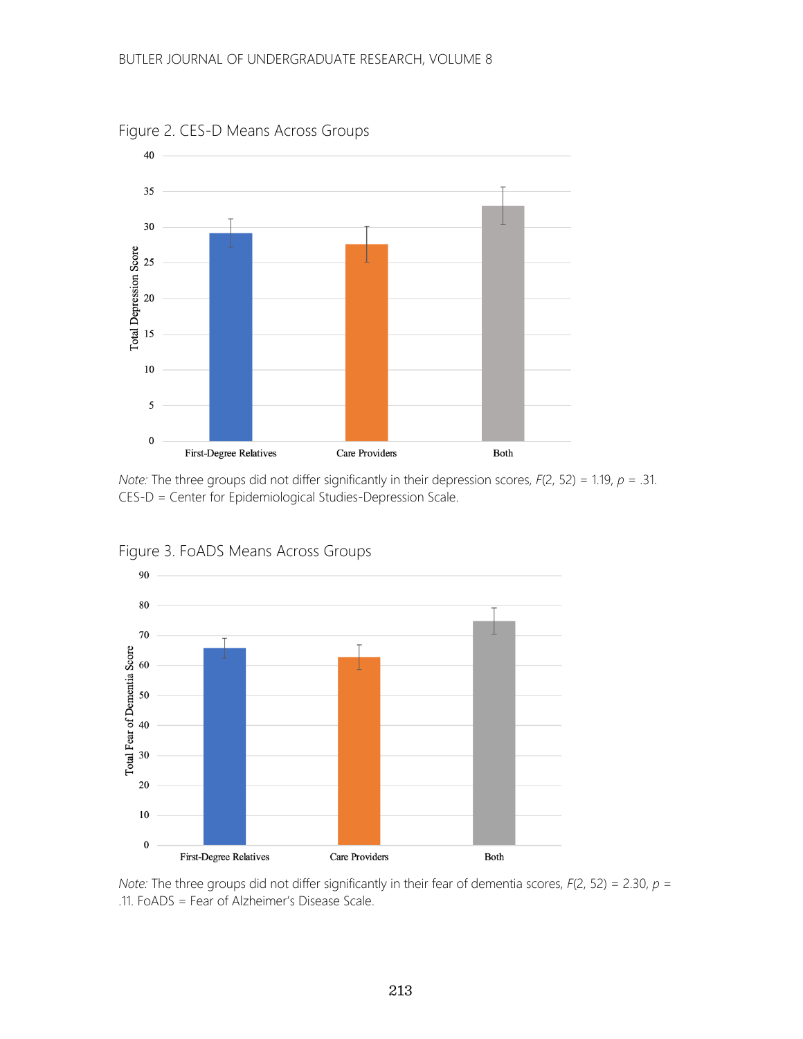Figure 2. CES-D Means Across Groups

*Note:* The three groups did not differ significantly in their depression scores, $F(2, 52) = 1.19$, $p = .31$. CES-D = Center for Epidemiological Studies-Depression Scale.

Figure 3. FoADS Means Across Groups

*Note:* The three groups did not differ significantly in their fear of dementia scores, $F(2, 52) = 2.30$, $p = .11$. FoADS = Fear of Alzheimer's Disease Scale.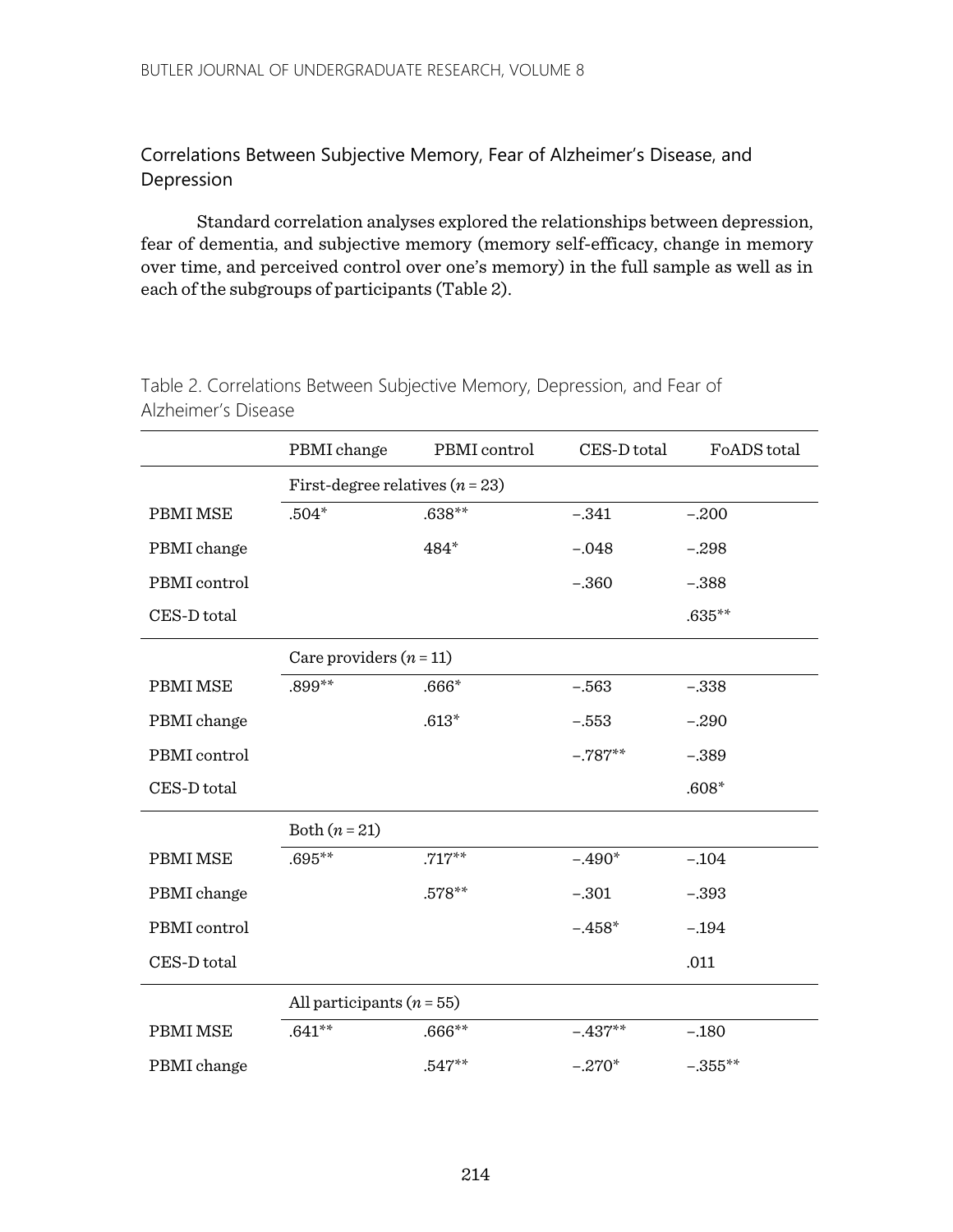## Correlations Between Subjective Memory, Fear of Alzheimer's Disease, and Depression

Standard correlation analyses explored the relationships between depression, fear of dementia, and subjective memory (memory self-efficacy, change in memory over time, and perceived control over one's memory) in the full sample as well as in each of the subgroups of participants (Table 2).

Table 2. Correlations Between Subjective Memory, Depression, and Fear of Alzheimer's Disease

| | PBMI change | PBMI control | CES-D total | FoADS total |
|---|---|---|---|---|
| | First-degree relatives (*n* = 23) | | | |
| PBMI MSE | .504* | .638** | −.341 | −.200 |
| PBMI change | | 484* | −.048 | −.298 |
| PBMI control | | | −.360 | −.388 |
| CES-D total | | | | .635** |
| | Care providers (*n* = 11) | | | |
| PBMI MSE | .899** | .666* | −.563 | −.338 |
| PBMI change | | .613* | −.553 | −.290 |
| PBMI control | | | −.787** | −.389 |
| CES-D total | | | | .608* |
| | Both (*n* = 21) | | | |
| PBMI MSE | .695** | .717** | −.490* | −.104 |
| PBMI change | | .578** | −.301 | −.393 |
| PBMI control | | | −.458* | −.194 |
| CES-D total | | | | .011 |
| | All participants (*n* = 55) | | | |
| PBMI MSE | .641** | .666** | −.437** | −.180 |
| PBMI change | | .547** | −.270* | −.355** |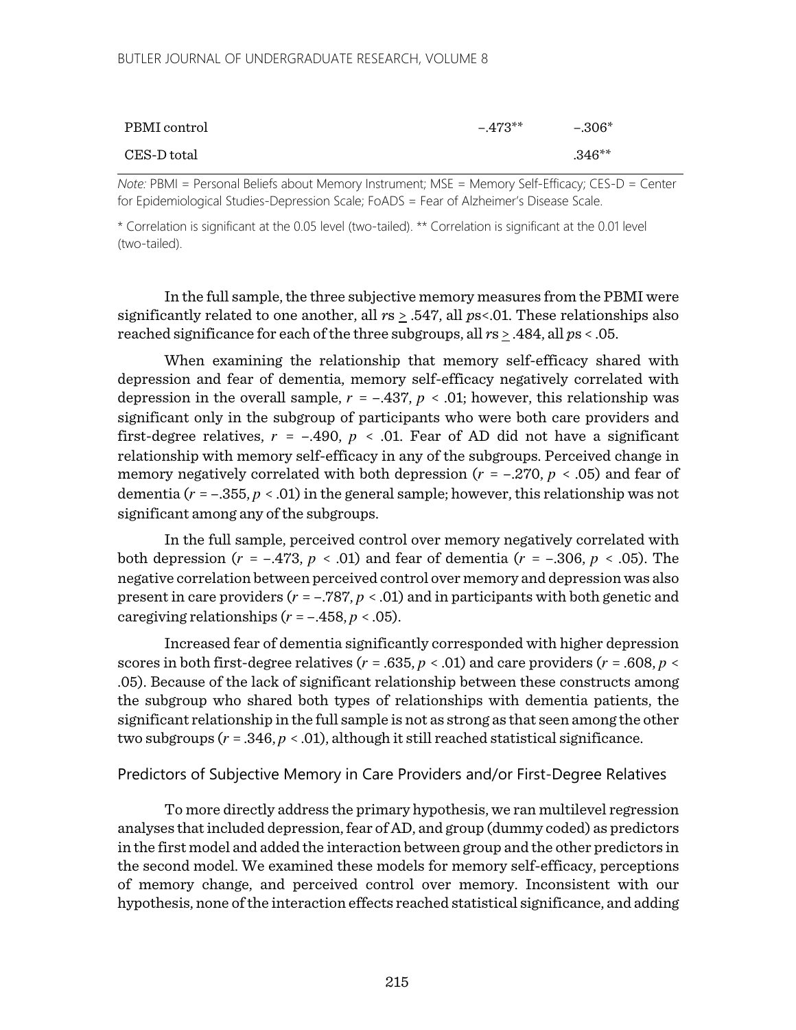| | | |
|---|---|---|
| PBMI control | –.473** | –.306* |
| CES-D total | | .346** |

*Note:* PBMI = Personal Beliefs about Memory Instrument; MSE = Memory Self-Efficacy; CES-D = Center for Epidemiological Studies-Depression Scale; FoADS = Fear of Alzheimer's Disease Scale.

* Correlation is significant at the 0.05 level (two-tailed). ** Correlation is significant at the 0.01 level (two-tailed).

In the full sample, the three subjective memory measures from the PBMI were significantly related to one another, all $r$s $\geq$ .547, all $p$s<.01. These relationships also reached significance for each of the three subgroups, all $r$s $\geq$ .484, all $p$s < .05.

When examining the relationship that memory self-efficacy shared with depression and fear of dementia, memory self-efficacy negatively correlated with depression in the overall sample, $r = -.437$, $p < .01$; however, this relationship was significant only in the subgroup of participants who were both care providers and first-degree relatives, $r = -.490$, $p < .01$. Fear of AD did not have a significant relationship with memory self-efficacy in any of the subgroups. Perceived change in memory negatively correlated with both depression ($r = -.270$, $p < .05$) and fear of dementia ($r = -.355$, $p < .01$) in the general sample; however, this relationship was not significant among any of the subgroups.

In the full sample, perceived control over memory negatively correlated with both depression ($r = -.473$, $p < .01$) and fear of dementia ($r = -.306$, $p < .05$). The negative correlation between perceived control over memory and depression was also present in care providers ($r = -.787$, $p < .01$) and in participants with both genetic and caregiving relationships ($r = -.458$, $p < .05$).

Increased fear of dementia significantly corresponded with higher depression scores in both first-degree relatives ($r = .635$, $p < .01$) and care providers ($r = .608$, $p < .05$). Because of the lack of significant relationship between these constructs among the subgroup who shared both types of relationships with dementia patients, the significant relationship in the full sample is not as strong as that seen among the other two subgroups ($r = .346$, $p < .01$), although it still reached statistical significance.

## Predictors of Subjective Memory in Care Providers and/or First-Degree Relatives

To more directly address the primary hypothesis, we ran multilevel regression analyses that included depression, fear of AD, and group (dummy coded) as predictors in the first model and added the interaction between group and the other predictors in the second model. We examined these models for memory self-efficacy, perceptions of memory change, and perceived control over memory. Inconsistent with our hypothesis, none of the interaction effects reached statistical significance, and adding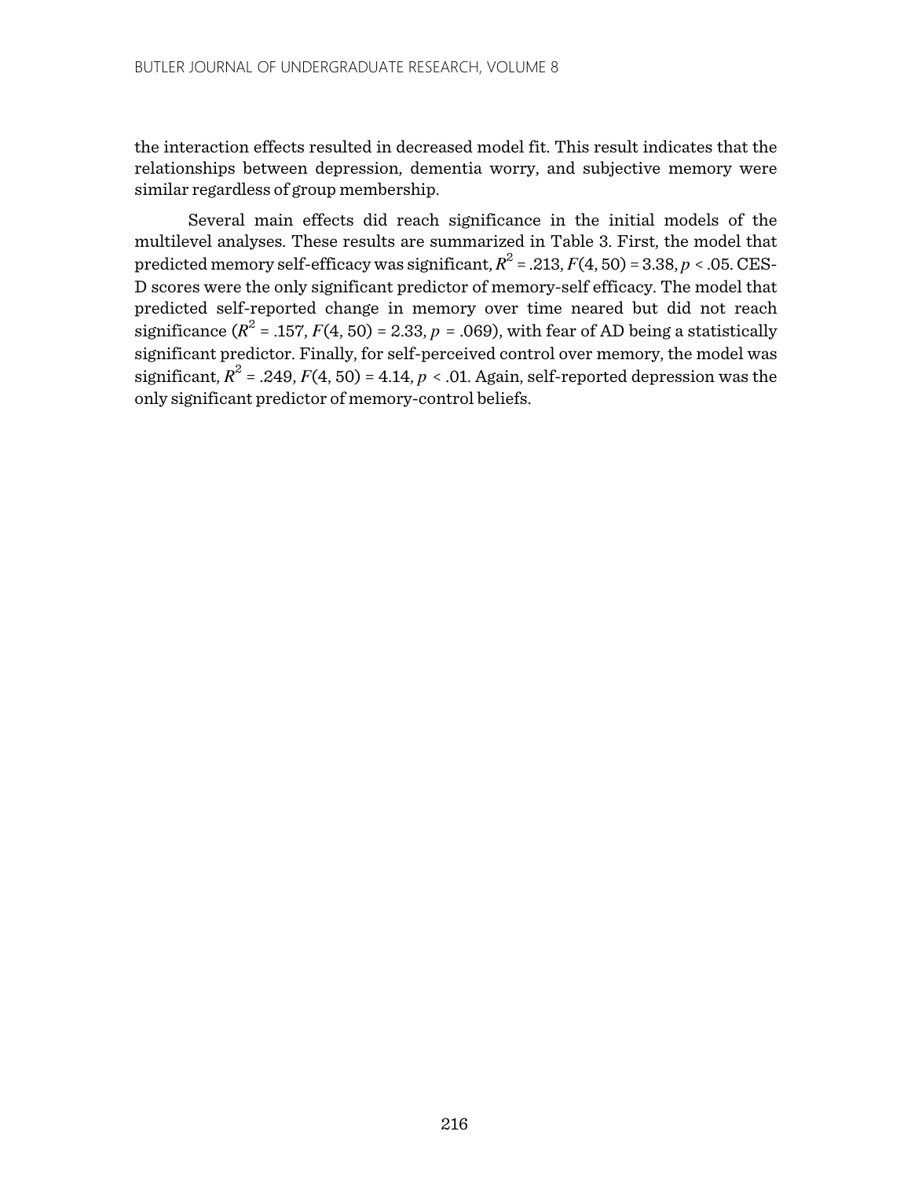the interaction effects resulted in decreased model fit. This result indicates that the relationships between depression, dementia worry, and subjective memory were similar regardless of group membership.

Several main effects did reach significance in the initial models of the multilevel analyses. These results are summarized in Table 3. First, the model that predicted memory self-efficacy was significant, $R^2 = .213$, $F(4, 50) = 3.38$, $p < .05$. CES-D scores were the only significant predictor of memory-self efficacy. The model that predicted self-reported change in memory over time neared but did not reach significance ($R^2 = .157$, $F(4, 50) = 2.33$, $p = .069$), with fear of AD being a statistically significant predictor. Finally, for self-perceived control over memory, the model was significant, $R^2 = .249$, $F(4, 50) = 4.14$, $p < .01$. Again, self-reported depression was the only significant predictor of memory-control beliefs.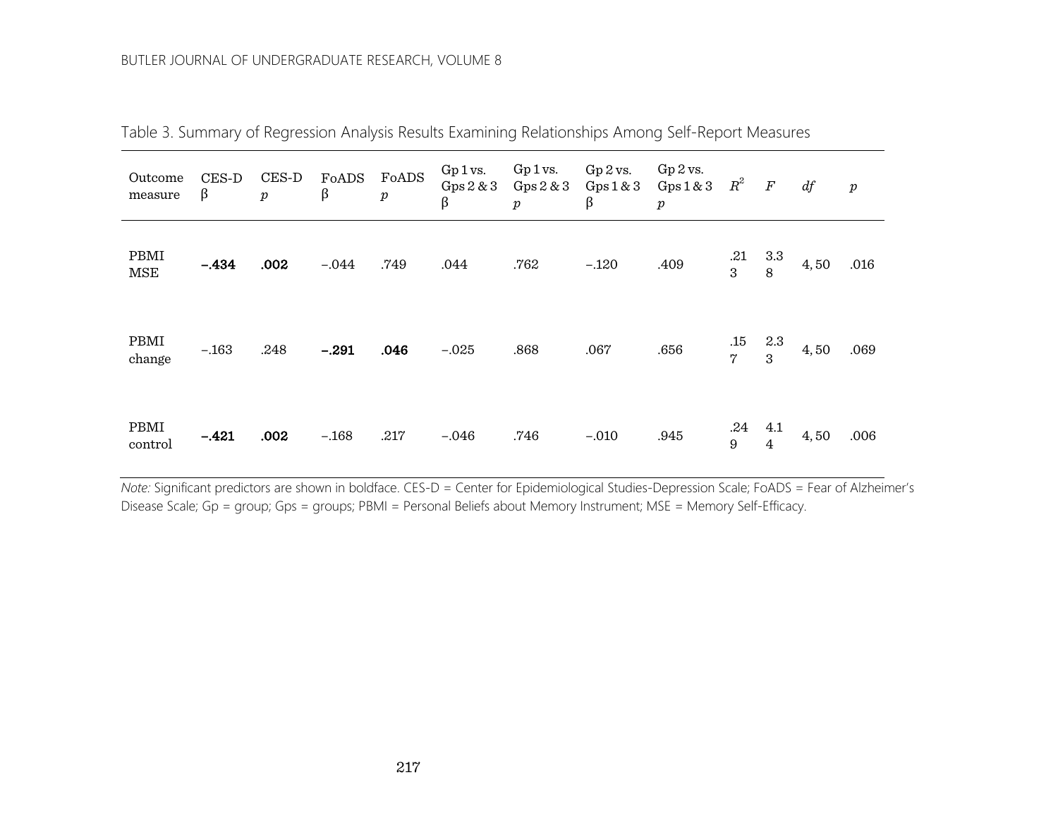Table 3. Summary of Regression Analysis Results Examining Relationships Among Self-Report Measures

| Outcome measure | CES-D β | CES-D *p* | FoADS β | FoADS *p* | Gp 1 vs. Gps 2 & 3 β | Gp 1 vs. Gps 2 & 3 *p* | Gp 2 vs. Gps 1 & 3 β | Gp 2 vs. Gps 1 & 3 *p* | $R^2$ | *F* | *df* | *p* |
|---|---|---|---|---|---|---|---|---|---|---|---|---|
| PBMI MSE | **−.434** | **.002** | −.044 | .749 | .044 | .762 | −.120 | .409 | .213 | 3.38 | 4, 50 | .016 |
| PBMI change | −.163 | .248 | **−.291** | **.046** | −.025 | .868 | .067 | .656 | .157 | 2.33 | 4, 50 | .069 |
| PBMI control | **−.421** | **.002** | −.168 | .217 | −.046 | .746 | −.010 | .945 | .249 | 4.14 | 4, 50 | .006 |

*Note:* Significant predictors are shown in boldface. CES-D = Center for Epidemiological Studies-Depression Scale; FoADS = Fear of Alzheimer's Disease Scale; Gp = group; Gps = groups; PBMI = Personal Beliefs about Memory Instrument; MSE = Memory Self-Efficacy.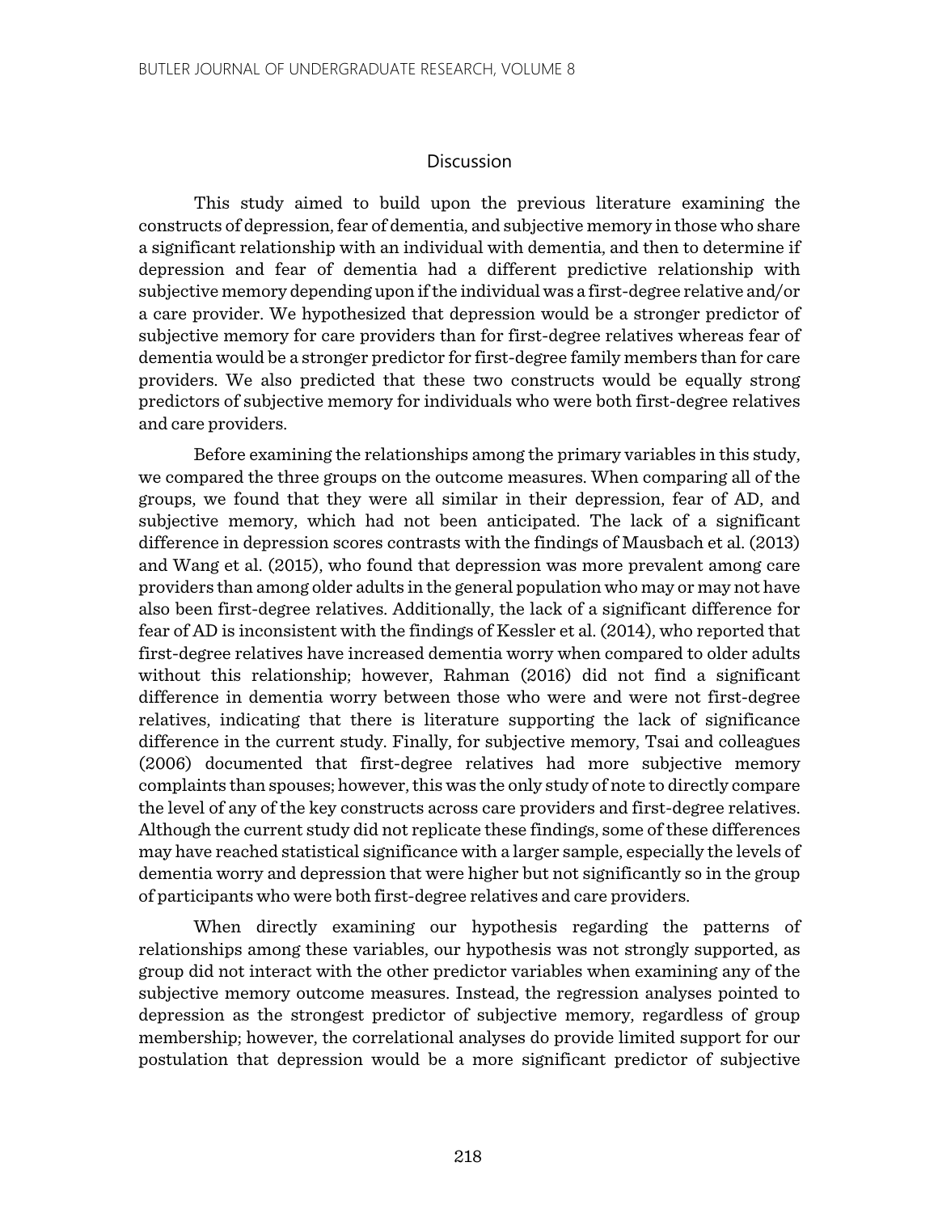## Discussion

This study aimed to build upon the previous literature examining the constructs of depression, fear of dementia, and subjective memory in those who share a significant relationship with an individual with dementia, and then to determine if depression and fear of dementia had a different predictive relationship with subjective memory depending upon if the individual was a first-degree relative and/or a care provider. We hypothesized that depression would be a stronger predictor of subjective memory for care providers than for first-degree relatives whereas fear of dementia would be a stronger predictor for first-degree family members than for care providers. We also predicted that these two constructs would be equally strong predictors of subjective memory for individuals who were both first-degree relatives and care providers.

Before examining the relationships among the primary variables in this study, we compared the three groups on the outcome measures. When comparing all of the groups, we found that they were all similar in their depression, fear of AD, and subjective memory, which had not been anticipated. The lack of a significant difference in depression scores contrasts with the findings of Mausbach et al. (2013) and Wang et al. (2015), who found that depression was more prevalent among care providers than among older adults in the general population who may or may not have also been first-degree relatives. Additionally, the lack of a significant difference for fear of AD is inconsistent with the findings of Kessler et al. (2014), who reported that first-degree relatives have increased dementia worry when compared to older adults without this relationship; however, Rahman (2016) did not find a significant difference in dementia worry between those who were and were not first-degree relatives, indicating that there is literature supporting the lack of significance difference in the current study. Finally, for subjective memory, Tsai and colleagues (2006) documented that first-degree relatives had more subjective memory complaints than spouses; however, this was the only study of note to directly compare the level of any of the key constructs across care providers and first-degree relatives. Although the current study did not replicate these findings, some of these differences may have reached statistical significance with a larger sample, especially the levels of dementia worry and depression that were higher but not significantly so in the group of participants who were both first-degree relatives and care providers.

When directly examining our hypothesis regarding the patterns of relationships among these variables, our hypothesis was not strongly supported, as group did not interact with the other predictor variables when examining any of the subjective memory outcome measures. Instead, the regression analyses pointed to depression as the strongest predictor of subjective memory, regardless of group membership; however, the correlational analyses do provide limited support for our postulation that depression would be a more significant predictor of subjective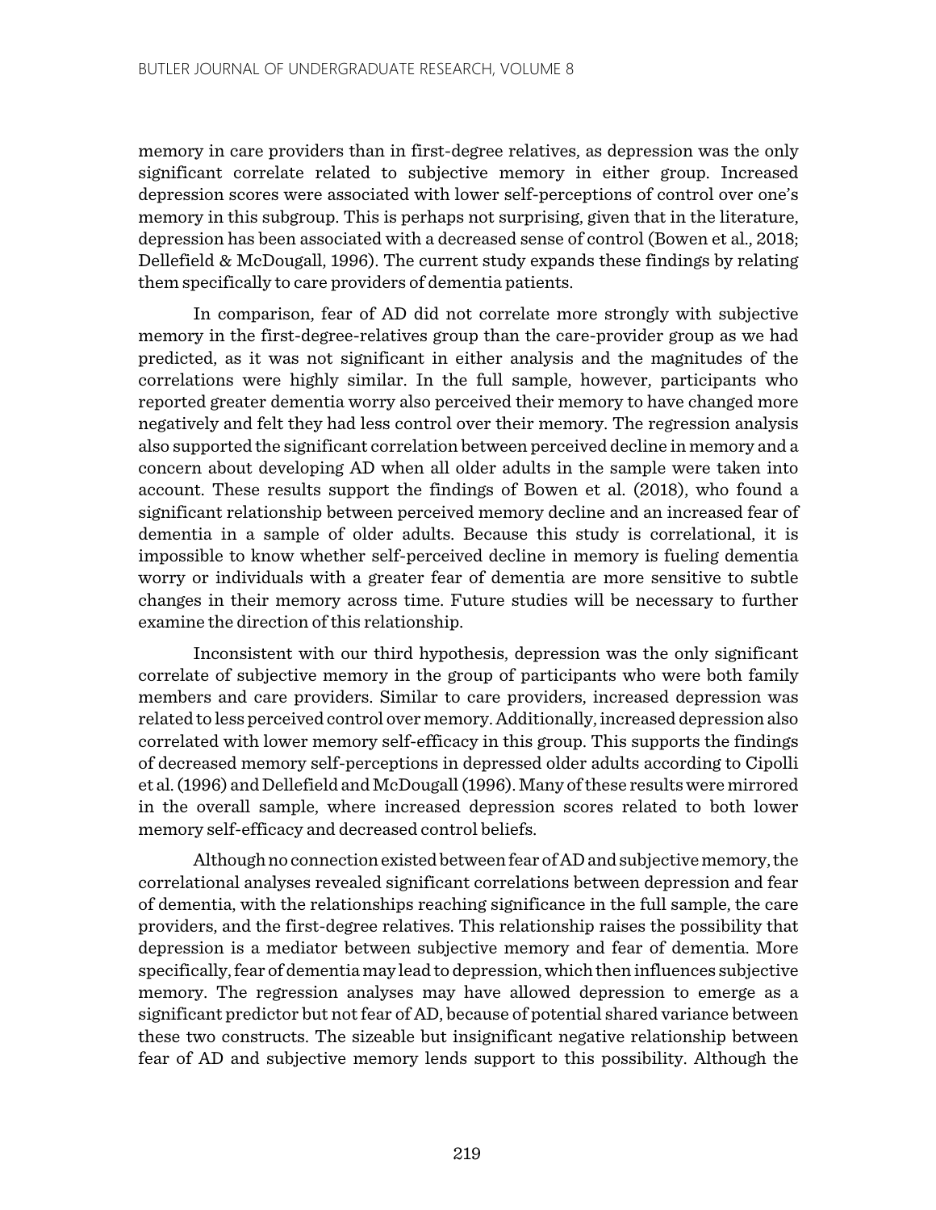memory in care providers than in first-degree relatives, as depression was the only significant correlate related to subjective memory in either group. Increased depression scores were associated with lower self-perceptions of control over one's memory in this subgroup. This is perhaps not surprising, given that in the literature, depression has been associated with a decreased sense of control (Bowen et al., 2018; Dellefield & McDougall, 1996). The current study expands these findings by relating them specifically to care providers of dementia patients.

In comparison, fear of AD did not correlate more strongly with subjective memory in the first-degree-relatives group than the care-provider group as we had predicted, as it was not significant in either analysis and the magnitudes of the correlations were highly similar. In the full sample, however, participants who reported greater dementia worry also perceived their memory to have changed more negatively and felt they had less control over their memory. The regression analysis also supported the significant correlation between perceived decline in memory and a concern about developing AD when all older adults in the sample were taken into account. These results support the findings of Bowen et al. (2018), who found a significant relationship between perceived memory decline and an increased fear of dementia in a sample of older adults. Because this study is correlational, it is impossible to know whether self-perceived decline in memory is fueling dementia worry or individuals with a greater fear of dementia are more sensitive to subtle changes in their memory across time. Future studies will be necessary to further examine the direction of this relationship.

Inconsistent with our third hypothesis, depression was the only significant correlate of subjective memory in the group of participants who were both family members and care providers. Similar to care providers, increased depression was related to less perceived control over memory. Additionally, increased depression also correlated with lower memory self-efficacy in this group. This supports the findings of decreased memory self-perceptions in depressed older adults according to Cipolli et al. (1996) and Dellefield and McDougall (1996). Many of these results were mirrored in the overall sample, where increased depression scores related to both lower memory self-efficacy and decreased control beliefs.

Although no connection existed between fear of AD and subjective memory, the correlational analyses revealed significant correlations between depression and fear of dementia, with the relationships reaching significance in the full sample, the care providers, and the first-degree relatives. This relationship raises the possibility that depression is a mediator between subjective memory and fear of dementia. More specifically, fear of dementia may lead to depression, which then influences subjective memory. The regression analyses may have allowed depression to emerge as a significant predictor but not fear of AD, because of potential shared variance between these two constructs. The sizeable but insignificant negative relationship between fear of AD and subjective memory lends support to this possibility. Although the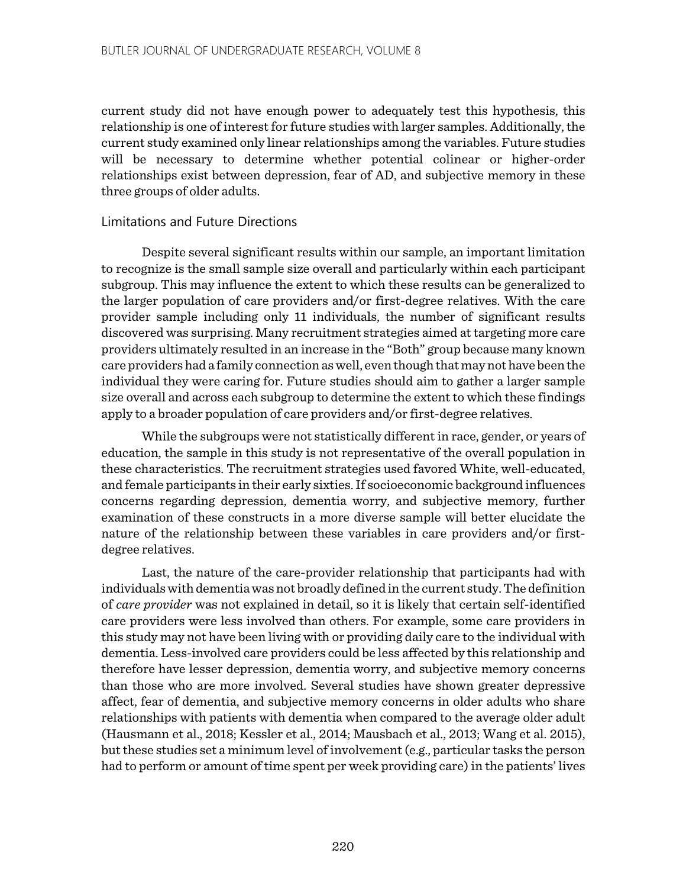current study did not have enough power to adequately test this hypothesis, this relationship is one of interest for future studies with larger samples. Additionally, the current study examined only linear relationships among the variables. Future studies will be necessary to determine whether potential colinear or higher-order relationships exist between depression, fear of AD, and subjective memory in these three groups of older adults.

## Limitations and Future Directions

Despite several significant results within our sample, an important limitation to recognize is the small sample size overall and particularly within each participant subgroup. This may influence the extent to which these results can be generalized to the larger population of care providers and/or first-degree relatives. With the care provider sample including only 11 individuals, the number of significant results discovered was surprising. Many recruitment strategies aimed at targeting more care providers ultimately resulted in an increase in the "Both" group because many known care providers had a family connection as well, even though that may not have been the individual they were caring for. Future studies should aim to gather a larger sample size overall and across each subgroup to determine the extent to which these findings apply to a broader population of care providers and/or first-degree relatives.

While the subgroups were not statistically different in race, gender, or years of education, the sample in this study is not representative of the overall population in these characteristics. The recruitment strategies used favored White, well-educated, and female participants in their early sixties. If socioeconomic background influences concerns regarding depression, dementia worry, and subjective memory, further examination of these constructs in a more diverse sample will better elucidate the nature of the relationship between these variables in care providers and/or first-degree relatives.

Last, the nature of the care-provider relationship that participants had with individuals with dementia was not broadly defined in the current study. The definition of *care provider* was not explained in detail, so it is likely that certain self-identified care providers were less involved than others. For example, some care providers in this study may not have been living with or providing daily care to the individual with dementia. Less-involved care providers could be less affected by this relationship and therefore have lesser depression, dementia worry, and subjective memory concerns than those who are more involved. Several studies have shown greater depressive affect, fear of dementia, and subjective memory concerns in older adults who share relationships with patients with dementia when compared to the average older adult (Hausmann et al., 2018; Kessler et al., 2014; Mausbach et al., 2013; Wang et al. 2015), but these studies set a minimum level of involvement (e.g., particular tasks the person had to perform or amount of time spent per week providing care) in the patients' lives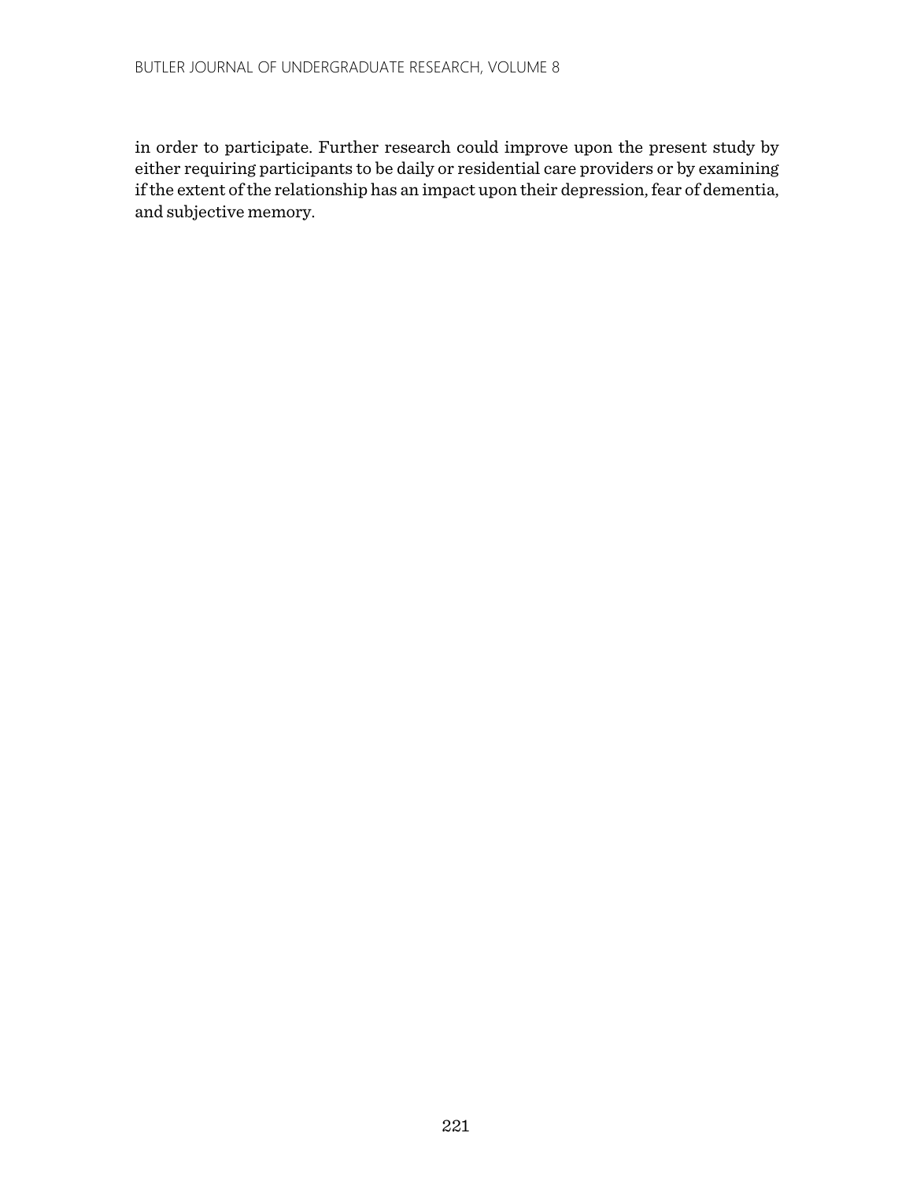in order to participate. Further research could improve upon the present study by either requiring participants to be daily or residential care providers or by examining if the extent of the relationship has an impact upon their depression, fear of dementia, and subjective memory.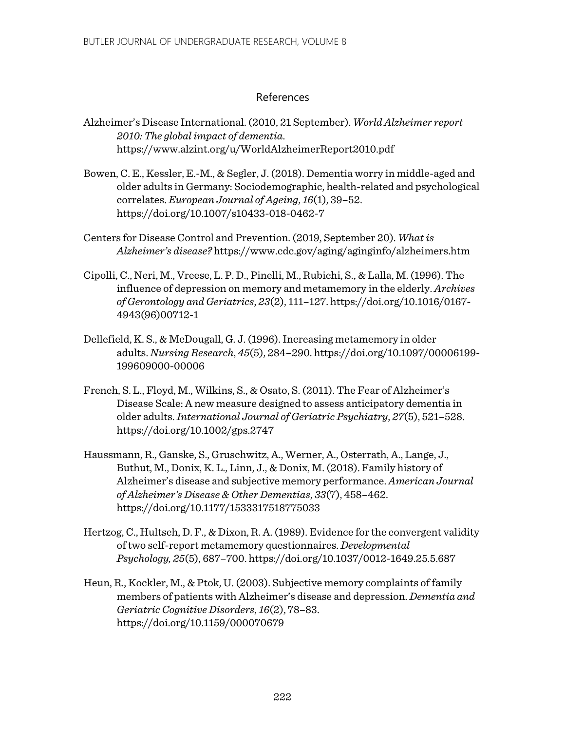## References

Alzheimer's Disease International. (2010, 21 September). *World Alzheimer report 2010: The global impact of dementia*. https://www.alzint.org/u/WorldAlzheimerReport2010.pdf

Bowen, C. E., Kessler, E.-M., & Segler, J. (2018). Dementia worry in middle-aged and older adults in Germany: Sociodemographic, health-related and psychological correlates. *European Journal of Ageing*, *16*(1), 39–52. https://doi.org/10.1007/s10433-018-0462-7

Centers for Disease Control and Prevention. (2019, September 20). *What is Alzheimer's disease?* https://www.cdc.gov/aging/aginginfo/alzheimers.htm

Cipolli, C., Neri, M., Vreese, L. P. D., Pinelli, M., Rubichi, S., & Lalla, M. (1996). The influence of depression on memory and metamemory in the elderly. *Archives of Gerontology and Geriatrics*, *23*(2), 111–127. https://doi.org/10.1016/0167-4943(96)00712-1

Dellefield, K. S., & McDougall, G. J. (1996). Increasing metamemory in older adults. *Nursing Research*, *45*(5), 284–290. https://doi.org/10.1097/00006199-199609000-00006

French, S. L., Floyd, M., Wilkins, S., & Osato, S. (2011). The Fear of Alzheimer's Disease Scale: A new measure designed to assess anticipatory dementia in older adults. *International Journal of Geriatric Psychiatry*, *27*(5), 521–528. https://doi.org/10.1002/gps.2747

Haussmann, R., Ganske, S., Gruschwitz, A., Werner, A., Osterrath, A., Lange, J., Buthut, M., Donix, K. L., Linn, J., & Donix, M. (2018). Family history of Alzheimer's disease and subjective memory performance. *American Journal of Alzheimer's Disease & Other Dementias*, *33*(7), 458–462. https://doi.org/10.1177/1533317518775033

Hertzog, C., Hultsch, D. F., & Dixon, R. A. (1989). Evidence for the convergent validity of two self-report metamemory questionnaires. *Developmental Psychology, 25*(5), 687–700. https://doi.org/10.1037/0012-1649.25.5.687

Heun, R., Kockler, M., & Ptok, U. (2003). Subjective memory complaints of family members of patients with Alzheimer's disease and depression. *Dementia and Geriatric Cognitive Disorders*, *16*(2), 78–83. https://doi.org/10.1159/000070679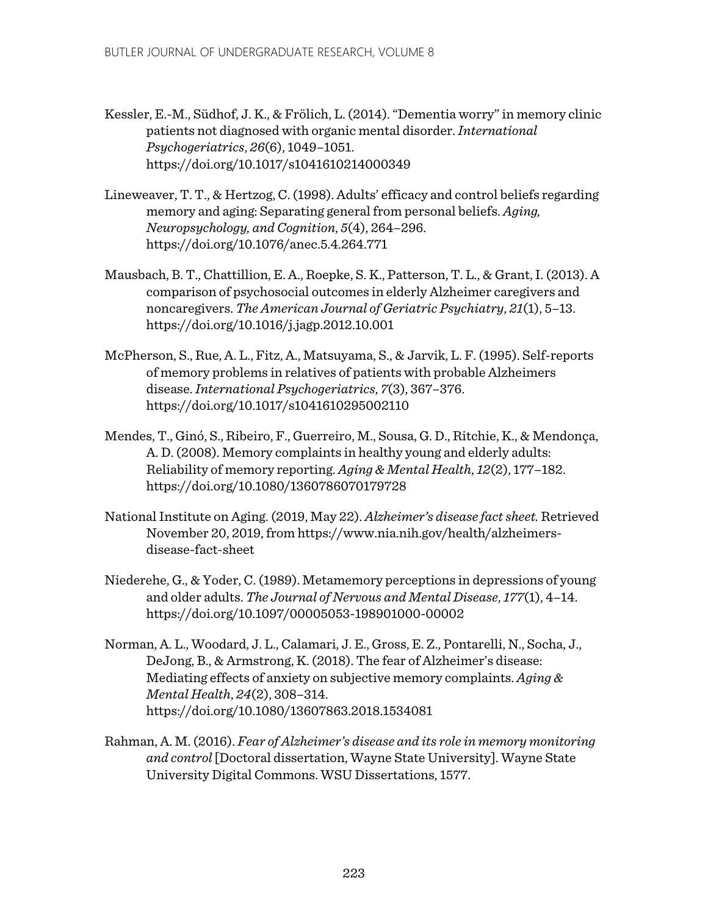Kessler, E.-M., Südhof, J. K., & Frölich, L. (2014). "Dementia worry" in memory clinic patients not diagnosed with organic mental disorder. *International Psychogeriatrics*, *26*(6), 1049–1051. https://doi.org/10.1017/s1041610214000349

Lineweaver, T. T., & Hertzog, C. (1998). Adults' efficacy and control beliefs regarding memory and aging: Separating general from personal beliefs. *Aging, Neuropsychology, and Cognition, 5*(4), 264–296. https://doi.org/10.1076/anec.5.4.264.771

Mausbach, B. T., Chattillion, E. A., Roepke, S. K., Patterson, T. L., & Grant, I. (2013). A comparison of psychosocial outcomes in elderly Alzheimer caregivers and noncaregivers. *The American Journal of Geriatric Psychiatry*, *21*(1), 5–13. https://doi.org/10.1016/j.jagp.2012.10.001

McPherson, S., Rue, A. L., Fitz, A., Matsuyama, S., & Jarvik, L. F. (1995). Self-reports of memory problems in relatives of patients with probable Alzheimers disease. *International Psychogeriatrics, 7*(3), 367–376. https://doi.org/10.1017/s1041610295002110

Mendes, T., Ginó, S., Ribeiro, F., Guerreiro, M., Sousa, G. D., Ritchie, K., & Mendonça, A. D. (2008). Memory complaints in healthy young and elderly adults: Reliability of memory reporting. *Aging & Mental Health*, *12*(2), 177–182. https://doi.org/10.1080/13607860701797281

National Institute on Aging. (2019, May 22). *Alzheimer's disease fact sheet.* Retrieved November 20, 2019, from https://www.nia.nih.gov/health/alzheimers-disease-fact-sheet

Niederehe, G., & Yoder, C. (1989). Metamemory perceptions in depressions of young and older adults. *The Journal of Nervous and Mental Disease, 177*(1), 4–14. https://doi.org/10.1097/00005053-198901000-00002

Norman, A. L., Woodard, J. L., Calamari, J. E., Gross, E. Z., Pontarelli, N., Socha, J., DeJong, B., & Armstrong, K. (2018). The fear of Alzheimer's disease: Mediating effects of anxiety on subjective memory complaints. *Aging & Mental Health, 24*(2), 308–314. https://doi.org/10.1080/13607863.2018.1534081

Rahman, A. M. (2016). *Fear of Alzheimer's disease and its role in memory monitoring and control* [Doctoral dissertation, Wayne State University]. Wayne State University Digital Commons. WSU Dissertations, 1577.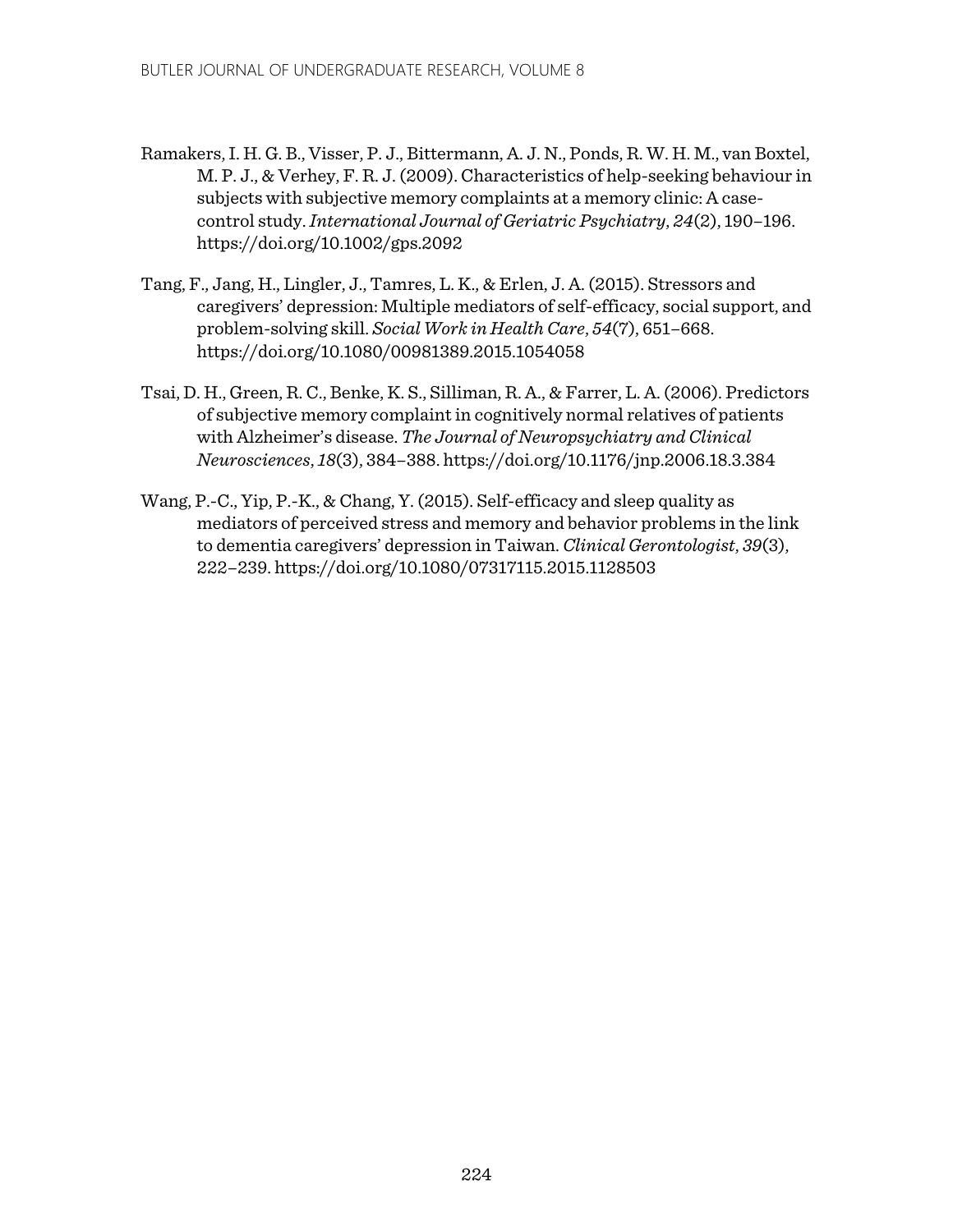Ramakers, I. H. G. B., Visser, P. J., Bittermann, A. J. N., Ponds, R. W. H. M., van Boxtel, M. P. J., & Verhey, F. R. J. (2009). Characteristics of help-seeking behaviour in subjects with subjective memory complaints at a memory clinic: A case-control study. *International Journal of Geriatric Psychiatry*, *24*(2), 190–196. https://doi.org/10.1002/gps.2092

Tang, F., Jang, H., Lingler, J., Tamres, L. K., & Erlen, J. A. (2015). Stressors and caregivers' depression: Multiple mediators of self-efficacy, social support, and problem-solving skill. *Social Work in Health Care*, *54*(7), 651–668. https://doi.org/10.1080/00981389.2015.1054058

Tsai, D. H., Green, R. C., Benke, K. S., Silliman, R. A., & Farrer, L. A. (2006). Predictors of subjective memory complaint in cognitively normal relatives of patients with Alzheimer's disease. *The Journal of Neuropsychiatry and Clinical Neurosciences*, *18*(3), 384–388. https://doi.org/10.1176/jnp.2006.18.3.384

Wang, P.-C., Yip, P.-K., & Chang, Y. (2015). Self-efficacy and sleep quality as mediators of perceived stress and memory and behavior problems in the link to dementia caregivers' depression in Taiwan. *Clinical Gerontologist*, *39*(3), 222–239. https://doi.org/10.1080/07317115.2015.1128503